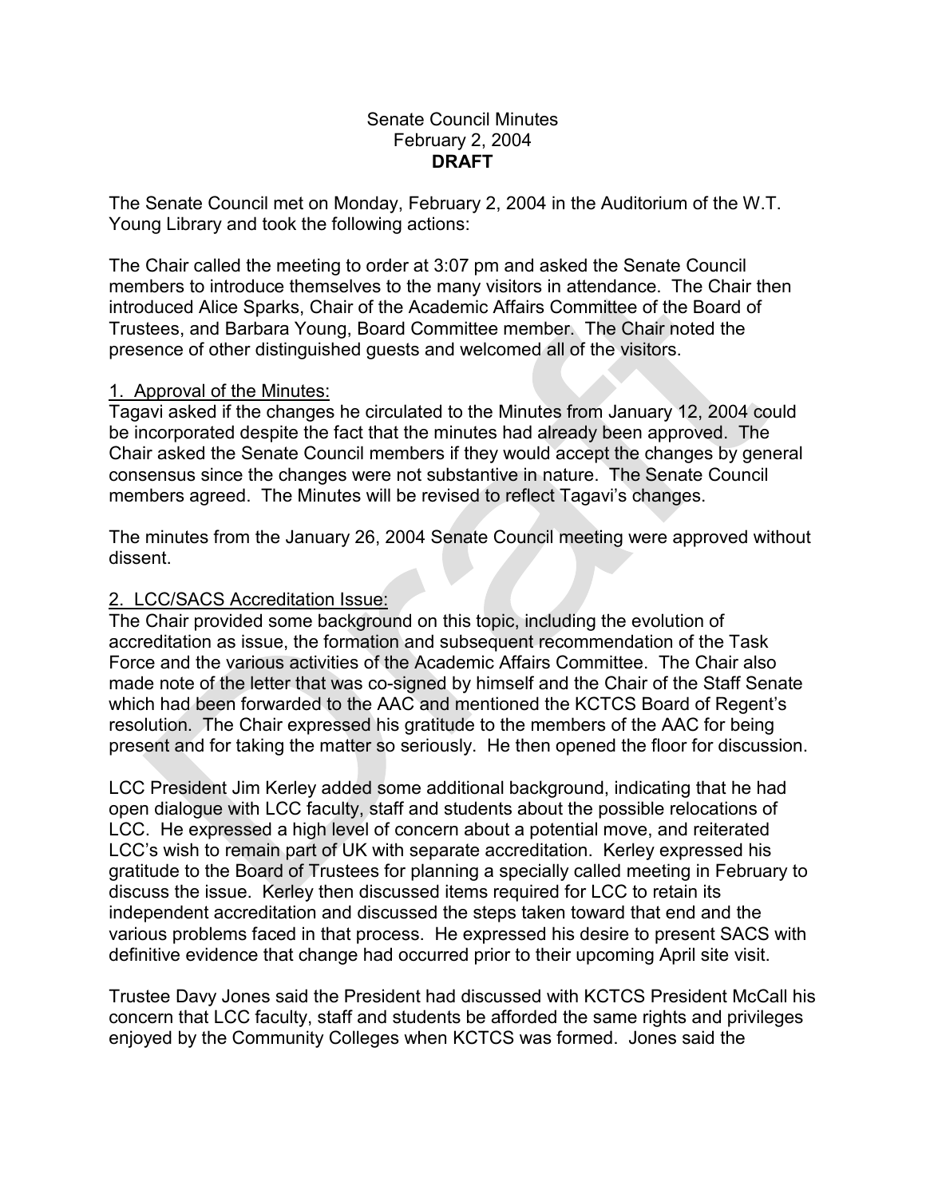Senate Council Minutes
February 2, 2004
**DRAFT**

The Senate Council met on Monday, February 2, 2004 in the Auditorium of the W.T. Young Library and took the following actions:

The Chair called the meeting to order at 3:07 pm and asked the Senate Council members to introduce themselves to the many visitors in attendance. The Chair then introduced Alice Sparks, Chair of the Academic Affairs Committee of the Board of Trustees, and Barbara Young, Board Committee member. The Chair noted the presence of other distinguished guests and welcomed all of the visitors.

1. Approval of the Minutes:
Tagavi asked if the changes he circulated to the Minutes from January 12, 2004 could be incorporated despite the fact that the minutes had already been approved. The Chair asked the Senate Council members if they would accept the changes by general consensus since the changes were not substantive in nature. The Senate Council members agreed. The Minutes will be revised to reflect Tagavi's changes.

The minutes from the January 26, 2004 Senate Council meeting were approved without dissent.

2. LCC/SACS Accreditation Issue:
The Chair provided some background on this topic, including the evolution of accreditation as issue, the formation and subsequent recommendation of the Task Force and the various activities of the Academic Affairs Committee. The Chair also made note of the letter that was co-signed by himself and the Chair of the Staff Senate which had been forwarded to the AAC and mentioned the KCTCS Board of Regent's resolution. The Chair expressed his gratitude to the members of the AAC for being present and for taking the matter so seriously. He then opened the floor for discussion.

LCC President Jim Kerley added some additional background, indicating that he had open dialogue with LCC faculty, staff and students about the possible relocations of LCC. He expressed a high level of concern about a potential move, and reiterated LCC's wish to remain part of UK with separate accreditation. Kerley expressed his gratitude to the Board of Trustees for planning a specially called meeting in February to discuss the issue. Kerley then discussed items required for LCC to retain its independent accreditation and discussed the steps taken toward that end and the various problems faced in that process. He expressed his desire to present SACS with definitive evidence that change had occurred prior to their upcoming April site visit.

Trustee Davy Jones said the President had discussed with KCTCS President McCall his concern that LCC faculty, staff and students be afforded the same rights and privileges enjoyed by the Community Colleges when KCTCS was formed. Jones said the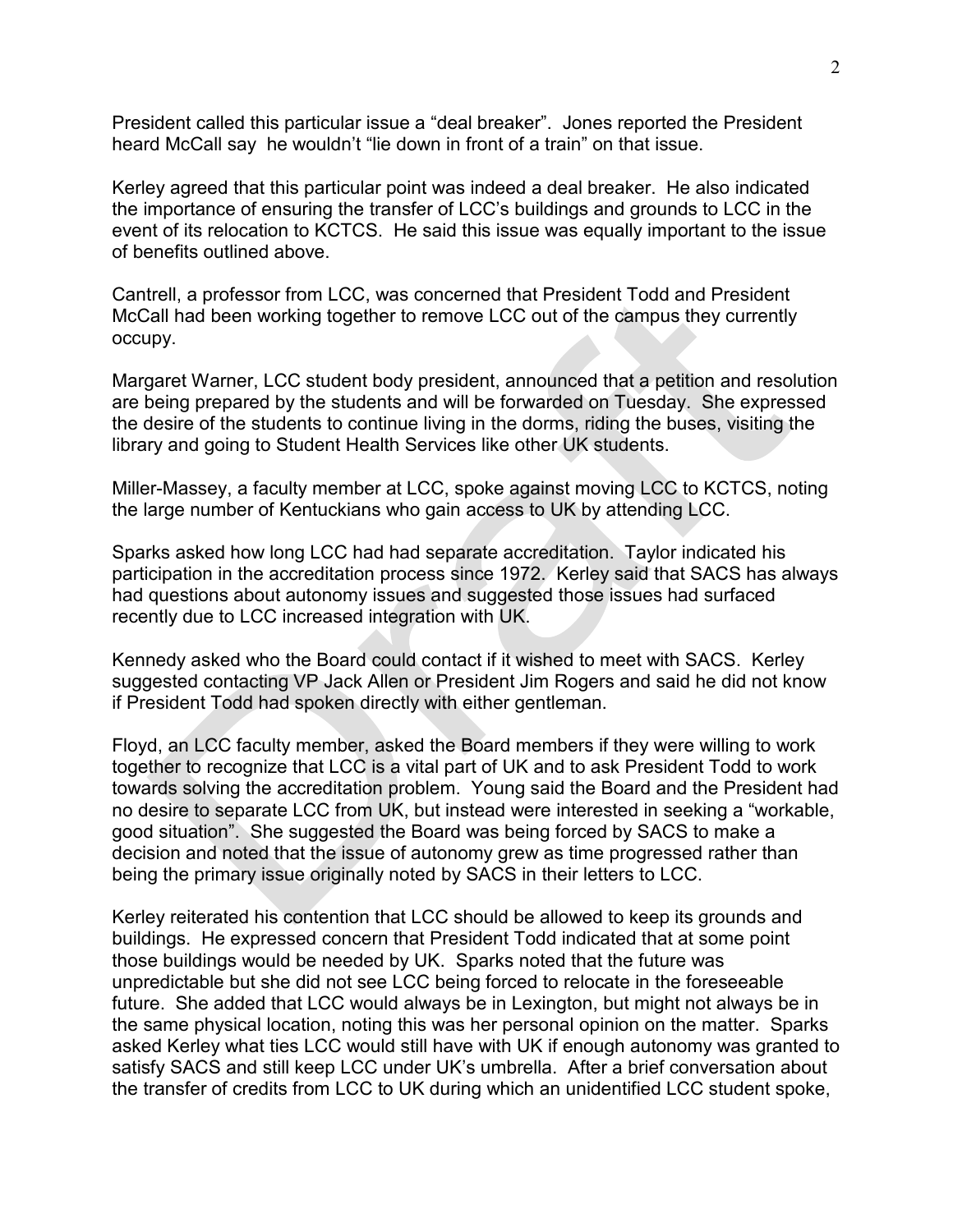President called this particular issue a "deal breaker". Jones reported the President heard McCall say he wouldn't "lie down in front of a train" on that issue.

Kerley agreed that this particular point was indeed a deal breaker. He also indicated the importance of ensuring the transfer of LCC's buildings and grounds to LCC in the event of its relocation to KCTCS. He said this issue was equally important to the issue of benefits outlined above.

Cantrell, a professor from LCC, was concerned that President Todd and President McCall had been working together to remove LCC out of the campus they currently occupy.

Margaret Warner, LCC student body president, announced that a petition and resolution are being prepared by the students and will be forwarded on Tuesday. She expressed the desire of the students to continue living in the dorms, riding the buses, visiting the library and going to Student Health Services like other UK students.

Miller-Massey, a faculty member at LCC, spoke against moving LCC to KCTCS, noting the large number of Kentuckians who gain access to UK by attending LCC.

Sparks asked how long LCC had had separate accreditation. Taylor indicated his participation in the accreditation process since 1972. Kerley said that SACS has always had questions about autonomy issues and suggested those issues had surfaced recently due to LCC increased integration with UK.

Kennedy asked who the Board could contact if it wished to meet with SACS. Kerley suggested contacting VP Jack Allen or President Jim Rogers and said he did not know if President Todd had spoken directly with either gentleman.

Floyd, an LCC faculty member, asked the Board members if they were willing to work together to recognize that LCC is a vital part of UK and to ask President Todd to work towards solving the accreditation problem. Young said the Board and the President had no desire to separate LCC from UK, but instead were interested in seeking a "workable, good situation". She suggested the Board was being forced by SACS to make a decision and noted that the issue of autonomy grew as time progressed rather than being the primary issue originally noted by SACS in their letters to LCC.

Kerley reiterated his contention that LCC should be allowed to keep its grounds and buildings. He expressed concern that President Todd indicated that at some point those buildings would be needed by UK. Sparks noted that the future was unpredictable but she did not see LCC being forced to relocate in the foreseeable future. She added that LCC would always be in Lexington, but might not always be in the same physical location, noting this was her personal opinion on the matter. Sparks asked Kerley what ties LCC would still have with UK if enough autonomy was granted to satisfy SACS and still keep LCC under UK's umbrella. After a brief conversation about the transfer of credits from LCC to UK during which an unidentified LCC student spoke,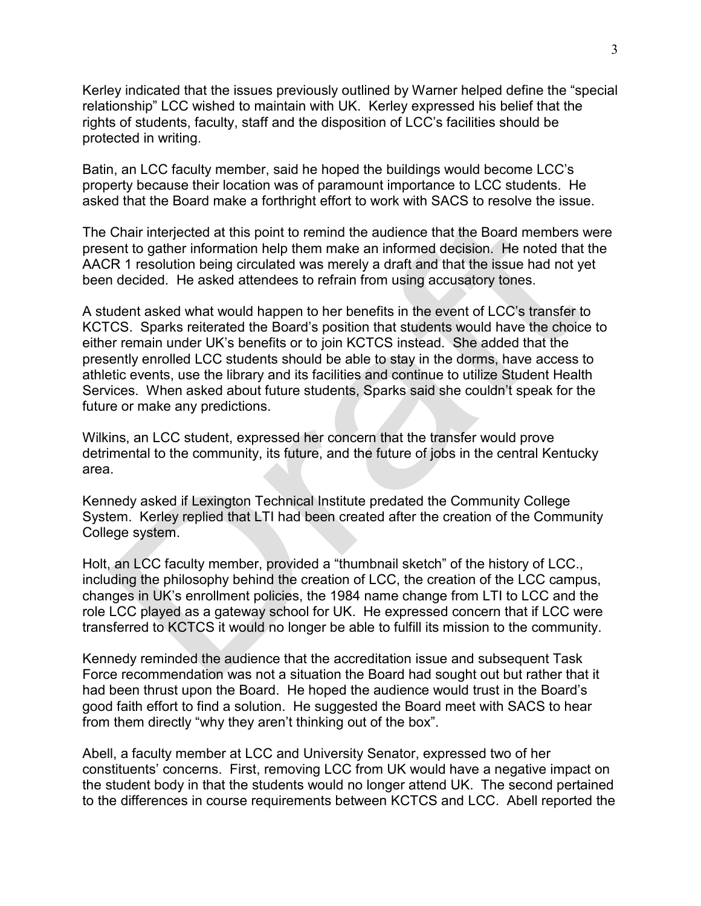Kerley indicated that the issues previously outlined by Warner helped define the "special relationship" LCC wished to maintain with UK. Kerley expressed his belief that the rights of students, faculty, staff and the disposition of LCC's facilities should be protected in writing.

Batin, an LCC faculty member, said he hoped the buildings would become LCC's property because their location was of paramount importance to LCC students. He asked that the Board make a forthright effort to work with SACS to resolve the issue.

The Chair interjected at this point to remind the audience that the Board members were present to gather information help them make an informed decision. He noted that the AACR 1 resolution being circulated was merely a draft and that the issue had not yet been decided. He asked attendees to refrain from using accusatory tones.

A student asked what would happen to her benefits in the event of LCC's transfer to KCTCS. Sparks reiterated the Board's position that students would have the choice to either remain under UK's benefits or to join KCTCS instead. She added that the presently enrolled LCC students should be able to stay in the dorms, have access to athletic events, use the library and its facilities and continue to utilize Student Health Services. When asked about future students, Sparks said she couldn't speak for the future or make any predictions.

Wilkins, an LCC student, expressed her concern that the transfer would prove detrimental to the community, its future, and the future of jobs in the central Kentucky area.

Kennedy asked if Lexington Technical Institute predated the Community College System. Kerley replied that LTI had been created after the creation of the Community College system.

Holt, an LCC faculty member, provided a "thumbnail sketch" of the history of LCC., including the philosophy behind the creation of LCC, the creation of the LCC campus, changes in UK's enrollment policies, the 1984 name change from LTI to LCC and the role LCC played as a gateway school for UK. He expressed concern that if LCC were transferred to KCTCS it would no longer be able to fulfill its mission to the community.

Kennedy reminded the audience that the accreditation issue and subsequent Task Force recommendation was not a situation the Board had sought out but rather that it had been thrust upon the Board. He hoped the audience would trust in the Board's good faith effort to find a solution. He suggested the Board meet with SACS to hear from them directly "why they aren't thinking out of the box".

Abell, a faculty member at LCC and University Senator, expressed two of her constituents' concerns. First, removing LCC from UK would have a negative impact on the student body in that the students would no longer attend UK. The second pertained to the differences in course requirements between KCTCS and LCC. Abell reported the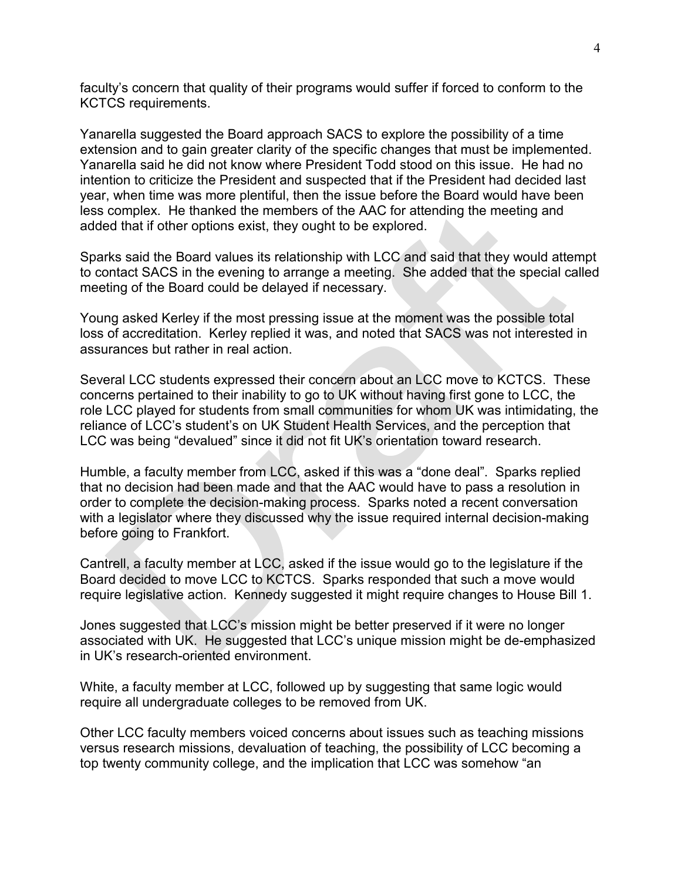faculty's concern that quality of their programs would suffer if forced to conform to the KCTCS requirements.

Yanarella suggested the Board approach SACS to explore the possibility of a time extension and to gain greater clarity of the specific changes that must be implemented. Yanarella said he did not know where President Todd stood on this issue. He had no intention to criticize the President and suspected that if the President had decided last year, when time was more plentiful, then the issue before the Board would have been less complex. He thanked the members of the AAC for attending the meeting and added that if other options exist, they ought to be explored.

Sparks said the Board values its relationship with LCC and said that they would attempt to contact SACS in the evening to arrange a meeting. She added that the special called meeting of the Board could be delayed if necessary.

Young asked Kerley if the most pressing issue at the moment was the possible total loss of accreditation. Kerley replied it was, and noted that SACS was not interested in assurances but rather in real action.

Several LCC students expressed their concern about an LCC move to KCTCS. These concerns pertained to their inability to go to UK without having first gone to LCC, the role LCC played for students from small communities for whom UK was intimidating, the reliance of LCC's student's on UK Student Health Services, and the perception that LCC was being "devalued" since it did not fit UK's orientation toward research.

Humble, a faculty member from LCC, asked if this was a "done deal". Sparks replied that no decision had been made and that the AAC would have to pass a resolution in order to complete the decision-making process. Sparks noted a recent conversation with a legislator where they discussed why the issue required internal decision-making before going to Frankfort.

Cantrell, a faculty member at LCC, asked if the issue would go to the legislature if the Board decided to move LCC to KCTCS. Sparks responded that such a move would require legislative action. Kennedy suggested it might require changes to House Bill 1.

Jones suggested that LCC's mission might be better preserved if it were no longer associated with UK. He suggested that LCC's unique mission might be de-emphasized in UK's research-oriented environment.

White, a faculty member at LCC, followed up by suggesting that same logic would require all undergraduate colleges to be removed from UK.

Other LCC faculty members voiced concerns about issues such as teaching missions versus research missions, devaluation of teaching, the possibility of LCC becoming a top twenty community college, and the implication that LCC was somehow "an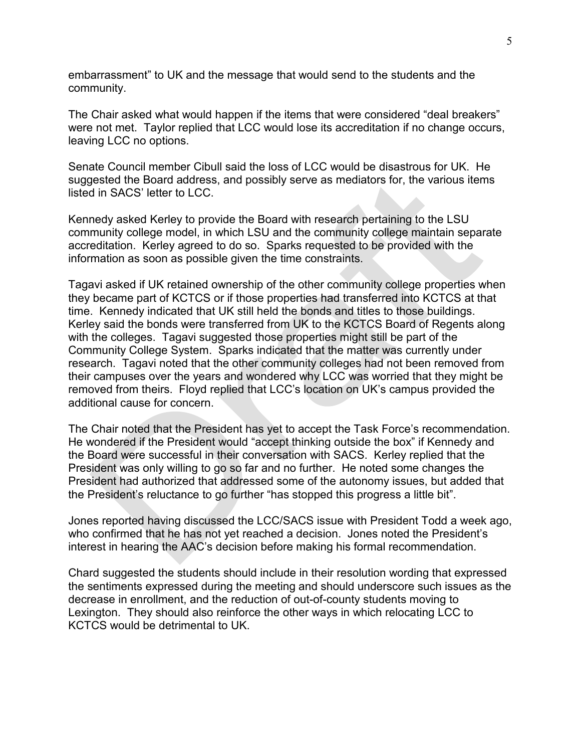embarrassment" to UK and the message that would send to the students and the community.

The Chair asked what would happen if the items that were considered "deal breakers" were not met. Taylor replied that LCC would lose its accreditation if no change occurs, leaving LCC no options.

Senate Council member Cibull said the loss of LCC would be disastrous for UK. He suggested the Board address, and possibly serve as mediators for, the various items listed in SACS' letter to LCC.

Kennedy asked Kerley to provide the Board with research pertaining to the LSU community college model, in which LSU and the community college maintain separate accreditation. Kerley agreed to do so. Sparks requested to be provided with the information as soon as possible given the time constraints.

Tagavi asked if UK retained ownership of the other community college properties when they became part of KCTCS or if those properties had transferred into KCTCS at that time. Kennedy indicated that UK still held the bonds and titles to those buildings. Kerley said the bonds were transferred from UK to the KCTCS Board of Regents along with the colleges. Tagavi suggested those properties might still be part of the Community College System. Sparks indicated that the matter was currently under research. Tagavi noted that the other community colleges had not been removed from their campuses over the years and wondered why LCC was worried that they might be removed from theirs. Floyd replied that LCC's location on UK's campus provided the additional cause for concern.

The Chair noted that the President has yet to accept the Task Force's recommendation. He wondered if the President would "accept thinking outside the box" if Kennedy and the Board were successful in their conversation with SACS. Kerley replied that the President was only willing to go so far and no further. He noted some changes the President had authorized that addressed some of the autonomy issues, but added that the President's reluctance to go further "has stopped this progress a little bit".

Jones reported having discussed the LCC/SACS issue with President Todd a week ago, who confirmed that he has not yet reached a decision. Jones noted the President's interest in hearing the AAC's decision before making his formal recommendation.

Chard suggested the students should include in their resolution wording that expressed the sentiments expressed during the meeting and should underscore such issues as the decrease in enrollment, and the reduction of out-of-county students moving to Lexington. They should also reinforce the other ways in which relocating LCC to KCTCS would be detrimental to UK.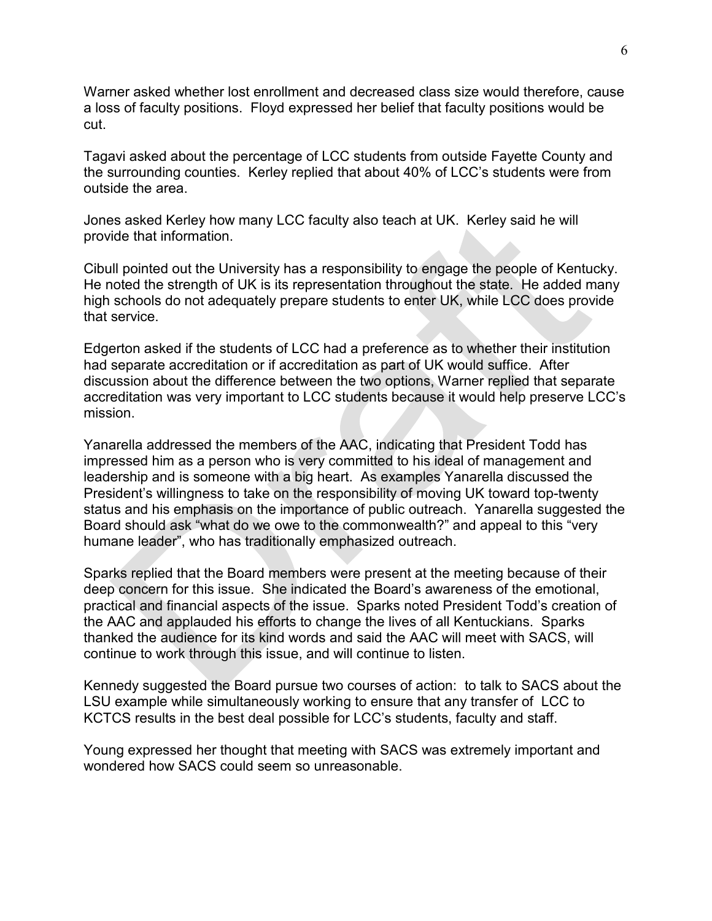Warner asked whether lost enrollment and decreased class size would therefore, cause a loss of faculty positions. Floyd expressed her belief that faculty positions would be cut.

Tagavi asked about the percentage of LCC students from outside Fayette County and the surrounding counties. Kerley replied that about 40% of LCC's students were from outside the area.

Jones asked Kerley how many LCC faculty also teach at UK. Kerley said he will provide that information.

Cibull pointed out the University has a responsibility to engage the people of Kentucky. He noted the strength of UK is its representation throughout the state. He added many high schools do not adequately prepare students to enter UK, while LCC does provide that service.

Edgerton asked if the students of LCC had a preference as to whether their institution had separate accreditation or if accreditation as part of UK would suffice. After discussion about the difference between the two options, Warner replied that separate accreditation was very important to LCC students because it would help preserve LCC's mission.

Yanarella addressed the members of the AAC, indicating that President Todd has impressed him as a person who is very committed to his ideal of management and leadership and is someone with a big heart. As examples Yanarella discussed the President's willingness to take on the responsibility of moving UK toward top-twenty status and his emphasis on the importance of public outreach. Yanarella suggested the Board should ask "what do we owe to the commonwealth?" and appeal to this "very humane leader", who has traditionally emphasized outreach.

Sparks replied that the Board members were present at the meeting because of their deep concern for this issue. She indicated the Board's awareness of the emotional, practical and financial aspects of the issue. Sparks noted President Todd's creation of the AAC and applauded his efforts to change the lives of all Kentuckians. Sparks thanked the audience for its kind words and said the AAC will meet with SACS, will continue to work through this issue, and will continue to listen.

Kennedy suggested the Board pursue two courses of action: to talk to SACS about the LSU example while simultaneously working to ensure that any transfer of LCC to KCTCS results in the best deal possible for LCC's students, faculty and staff.

Young expressed her thought that meeting with SACS was extremely important and wondered how SACS could seem so unreasonable.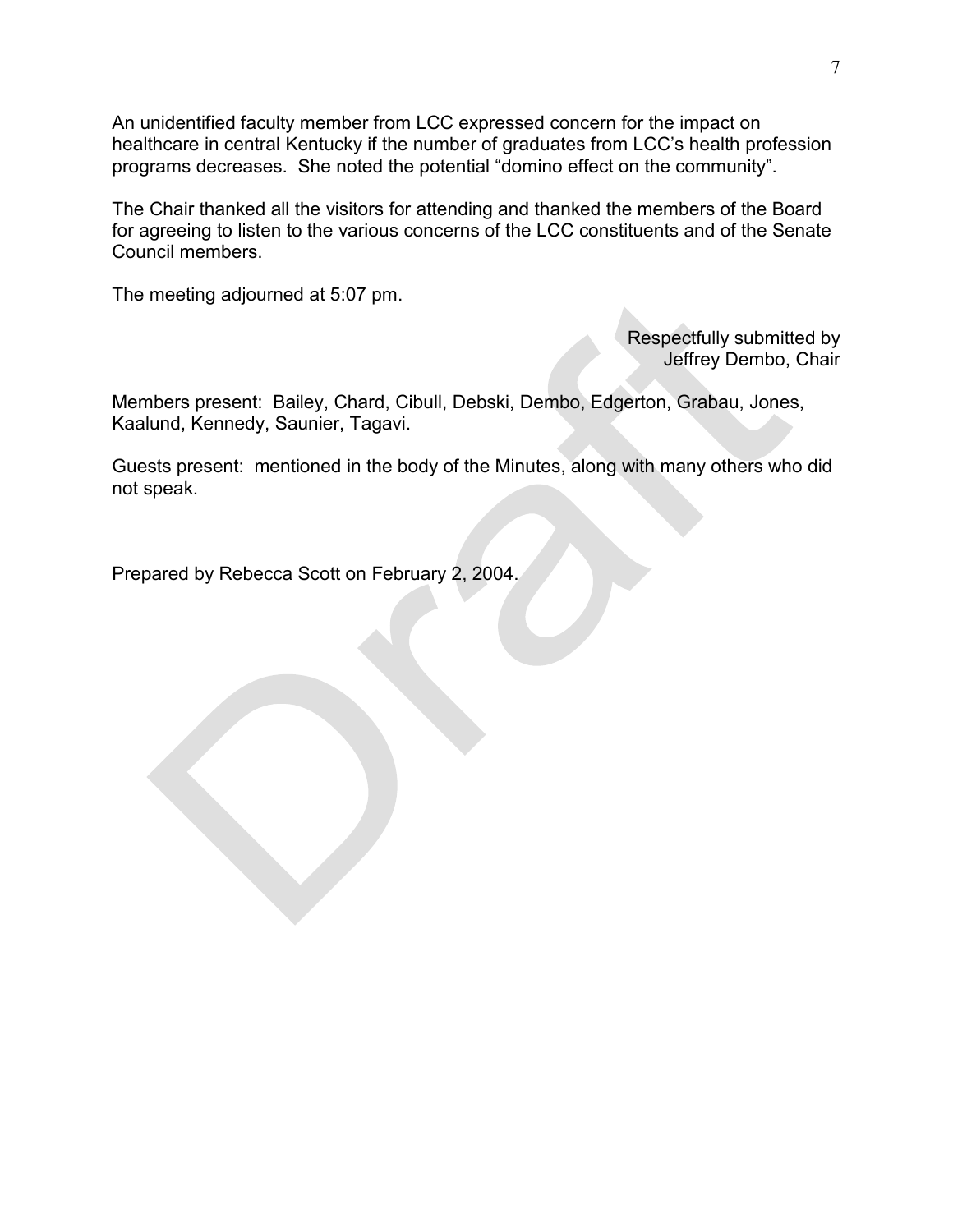An unidentified faculty member from LCC expressed concern for the impact on healthcare in central Kentucky if the number of graduates from LCC's health profession programs decreases. She noted the potential "domino effect on the community".

The Chair thanked all the visitors for attending and thanked the members of the Board for agreeing to listen to the various concerns of the LCC constituents and of the Senate Council members.

The meeting adjourned at 5:07 pm.

Respectfully submitted by
Jeffrey Dembo, Chair

Members present: Bailey, Chard, Cibull, Debski, Dembo, Edgerton, Grabau, Jones, Kaalund, Kennedy, Saunier, Tagavi.

Guests present: mentioned in the body of the Minutes, along with many others who did not speak.

Prepared by Rebecca Scott on February 2, 2004.